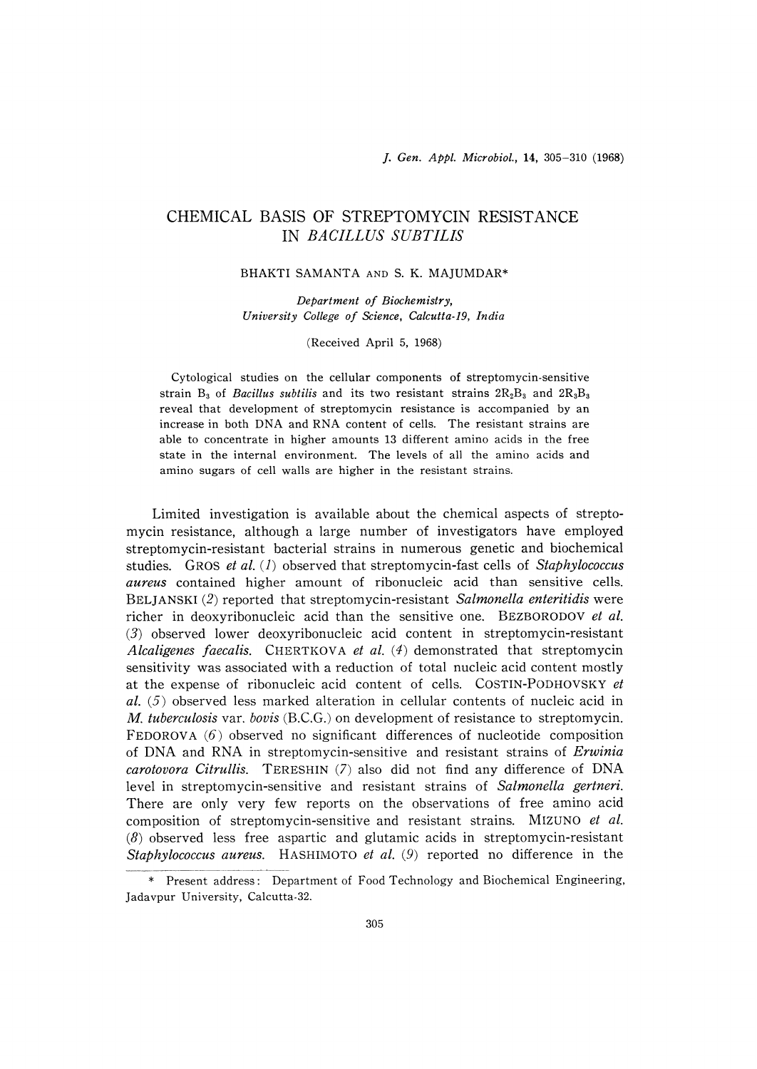# CHEMICAL BASIS OF STREPTOMYCIN RESISTANCE IN *BACILLUS SUBTILIS*

BHAKTI SAMANTA AND S. K. MAJUMDAR*

*Department of Biochemistry, University College of Science, Calcutta-19, India*

(Received April 5, 1968)

Cytological studies on the cellular components of streptomycin-sensitive strain $B_3$ of *Bacillus subtilis* and its two resistant strains $2R_2B_3$ and $2R_3B_3$ reveal that development of streptomycin resistance is accompanied by an increase in both DNA and RNA content of cells. The resistant strains are able to concentrate in higher amounts 13 different amino acids in the free state in the internal environment. The levels of all the amino acids and amino sugars of cell walls are higher in the resistant strains.

Limited investigation is available about the chemical aspects of streptomycin resistance, although a large number of investigators have employed streptomycin-resistant bacterial strains in numerous genetic and biochemical studies. GROS *et al.* (*1*) observed that streptomycin-fast cells of *Staphylococcus aureus* contained higher amount of ribonucleic acid than sensitive cells. BELJANSKI (*2*) reported that streptomycin-resistant *Salmonella enteritidis* were richer in deoxyribonucleic acid than the sensitive one. BEZBORODOV *et al.* (*3*) observed lower deoxyribonucleic acid content in streptomycin-resistant *Alcaligenes faecalis*. CHERTKOVA *et al.* (*4*) demonstrated that streptomycin sensitivity was associated with a reduction of total nucleic acid content mostly at the expense of ribonucleic acid content of cells. COSTIN-PODHOVSKY *et al.* (*5*) observed less marked alteration in cellular contents of nucleic acid in *M. tuberculosis* var. *bovis* (B.C.G.) on development of resistance to streptomycin. FEDOROVA (*6*) observed no significant differences of nucleotide composition of DNA and RNA in streptomycin-sensitive and resistant strains of *Erwinia carotovora Citrullis*. TERESHIN (*7*) also did not find any difference of DNA level in streptomycin-sensitive and resistant strains of *Salmonella gertneri*. There are only very few reports on the observations of free amino acid composition of streptomycin-sensitive and resistant strains. MIZUNO *et al.* (*8*) observed less free aspartic and glutamic acids in streptomycin-resistant *Staphylococcus aureus*. HASHIMOTO *et al.* (*9*) reported no difference in the

\* Present address: Department of Food Technology and Biochemical Engineering, Jadavpur University, Calcutta-32.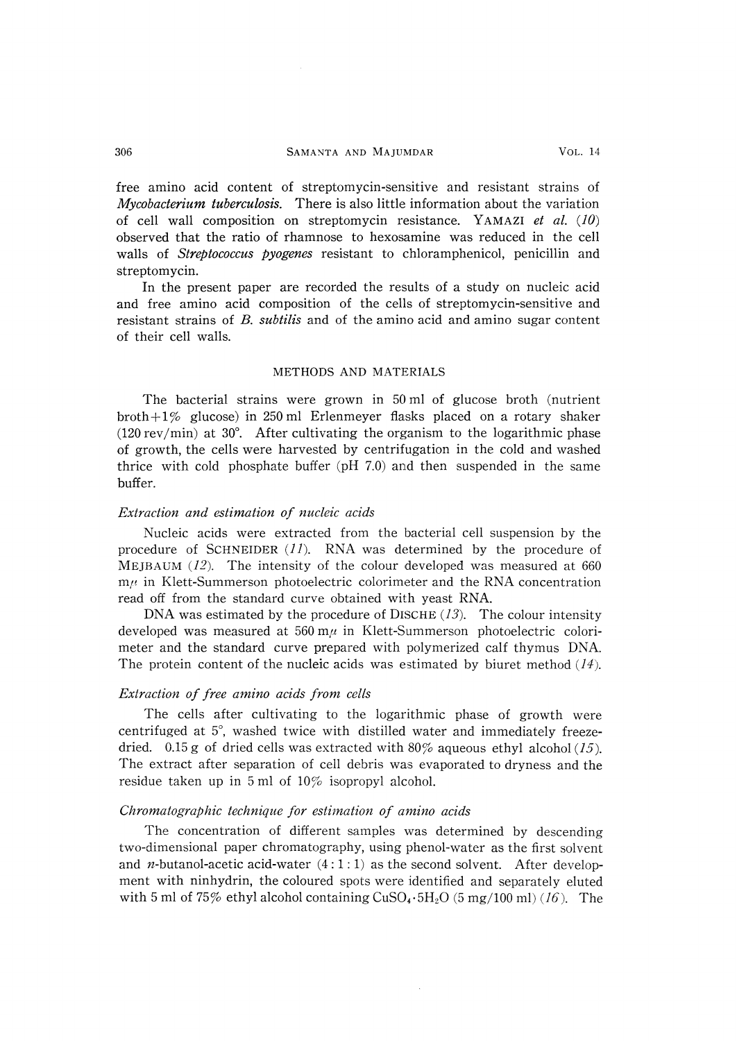free amino acid content of streptomycin-sensitive and resistant strains of *Mycobacterium tuberculosis*. There is also little information about the variation of cell wall composition on streptomycin resistance. YAMAZI *et al.* (*10*) observed that the ratio of rhamnose to hexosamine was reduced in the cell walls of *Streptococcus pyogenes* resistant to chloramphenicol, penicillin and streptomycin.

In the present paper are recorded the results of a study on nucleic acid and free amino acid composition of the cells of streptomycin-sensitive and resistant strains of *B. subtilis* and of the amino acid and amino sugar content of their cell walls.

## METHODS AND MATERIALS

The bacterial strains were grown in 50 ml of glucose broth (nutrient broth+1% glucose) in 250 ml Erlenmeyer flasks placed on a rotary shaker (120 rev/min) at 30°. After cultivating the organism to the logarithmic phase of growth, the cells were harvested by centrifugation in the cold and washed thrice with cold phosphate buffer (pH 7.0) and then suspended in the same buffer.

### *Extraction and estimation of nucleic acids*

Nucleic acids were extracted from the bacterial cell suspension by the procedure of SCHNEIDER (*11*). RNA was determined by the procedure of MEJBAUM (*12*). The intensity of the colour developed was measured at 660 m$\mu$ in Klett-Summerson photoelectric colorimeter and the RNA concentration read off from the standard curve obtained with yeast RNA.

DNA was estimated by the procedure of DISCHE (*13*). The colour intensity developed was measured at 560 m$\mu$ in Klett-Summerson photoelectric colorimeter and the standard curve prepared with polymerized calf thymus DNA. The protein content of the nucleic acids was estimated by biuret method (*14*).

### *Extraction of free amino acids from cells*

The cells after cultivating to the logarithmic phase of growth were centrifuged at 5°, washed twice with distilled water and immediately freeze-dried. 0.15 g of dried cells was extracted with 80% aqueous ethyl alcohol (*15*). The extract after separation of cell debris was evaporated to dryness and the residue taken up in 5 ml of 10% isopropyl alcohol.

### *Chromatographic technique for estimation of amino acids*

The concentration of different samples was determined by descending two-dimensional paper chromatography, using phenol-water as the first solvent and *n*-butanol-acetic acid-water (4 : 1 : 1) as the second solvent. After development with ninhydrin, the coloured spots were identified and separately eluted with 5 ml of 75% ethyl alcohol containing $CuSO_4 \cdot 5H_2O$ (5 mg/100 ml) (*16*). The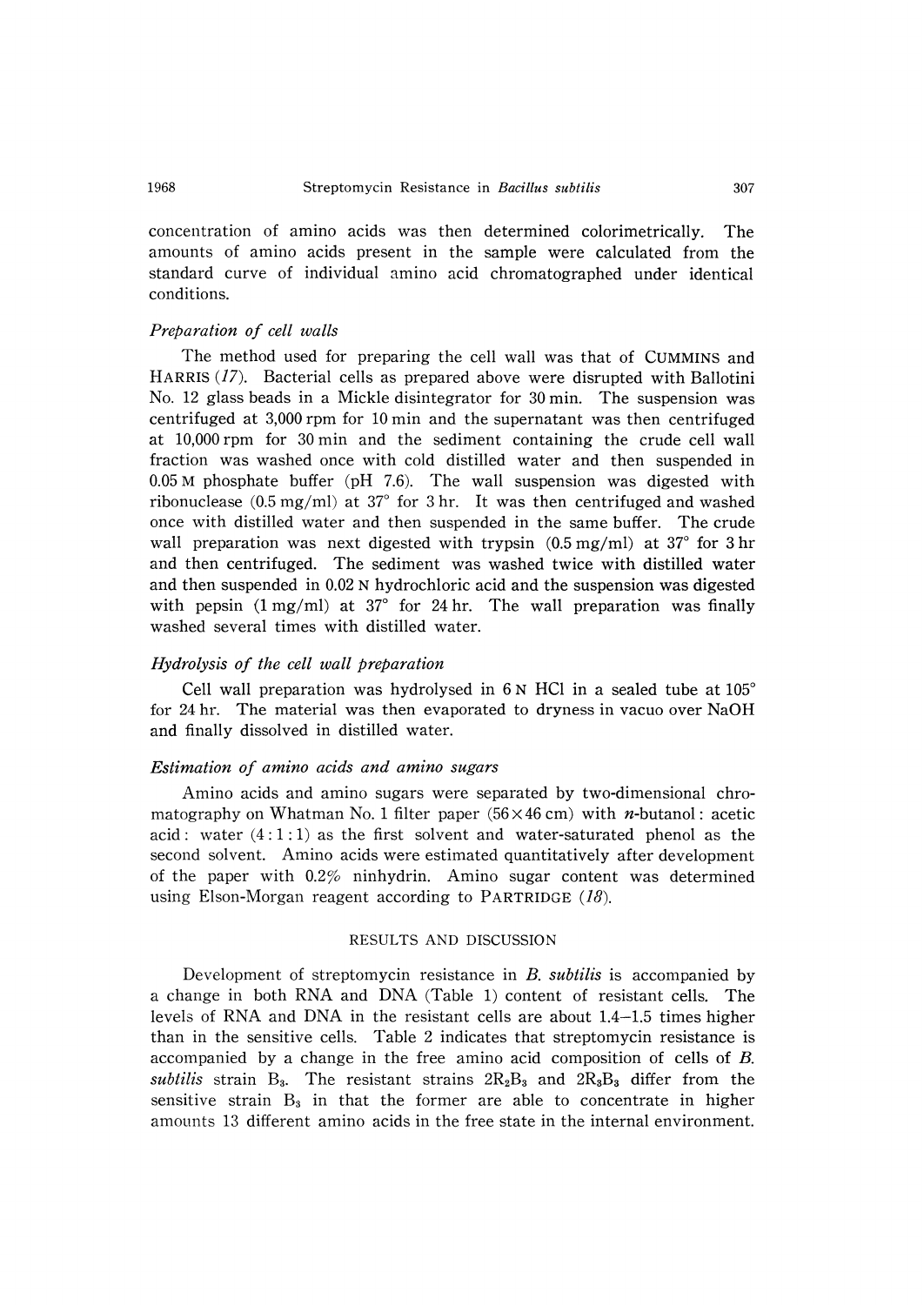concentration of amino acids was then determined colorimetrically. The amounts of amino acids present in the sample were calculated from the standard curve of individual amino acid chromatographed under identical conditions.

### *Preparation of cell walls*

The method used for preparing the cell wall was that of CUMMINS and HARRIS (*17*). Bacterial cells as prepared above were disrupted with Ballotini No. 12 glass beads in a Mickle disintegrator for 30 min. The suspension was centrifuged at 3,000 rpm for 10 min and the supernatant was then centrifuged at 10,000 rpm for 30 min and the sediment containing the crude cell wall fraction was washed once with cold distilled water and then suspended in 0.05 M phosphate buffer (pH 7.6). The wall suspension was digested with ribonuclease (0.5 mg/ml) at 37° for 3 hr. It was then centrifuged and washed once with distilled water and then suspended in the same buffer. The crude wall preparation was next digested with trypsin (0.5 mg/ml) at 37° for 3 hr and then centrifuged. The sediment was washed twice with distilled water and then suspended in 0.02 N hydrochloric acid and the suspension was digested with pepsin (1 mg/ml) at 37° for 24 hr. The wall preparation was finally washed several times with distilled water.

### *Hydrolysis of the cell wall preparation*

Cell wall preparation was hydrolysed in 6 N HCl in a sealed tube at 105° for 24 hr. The material was then evaporated to dryness in vacuo over NaOH and finally dissolved in distilled water.

### *Estimation of amino acids and amino sugars*

Amino acids and amino sugars were separated by two-dimensional chromatography on Whatman No. 1 filter paper (56 × 46 cm) with *n*-butanol : acetic acid : water (4 : 1 : 1) as the first solvent and water-saturated phenol as the second solvent. Amino acids were estimated quantitatively after development of the paper with 0.2% ninhydrin. Amino sugar content was determined using Elson-Morgan reagent according to PARTRIDGE (*18*).

## RESULTS AND DISCUSSION

Development of streptomycin resistance in *B. subtilis* is accompanied by a change in both RNA and DNA (Table 1) content of resistant cells. The levels of RNA and DNA in the resistant cells are about 1.4–1.5 times higher than in the sensitive cells. Table 2 indicates that streptomycin resistance is accompanied by a change in the free amino acid composition of cells of *B. subtilis* strain $B_3$. The resistant strains $2R_2B_3$ and $2R_3B_3$ differ from the sensitive strain $B_3$ in that the former are able to concentrate in higher amounts 13 different amino acids in the free state in the internal environment.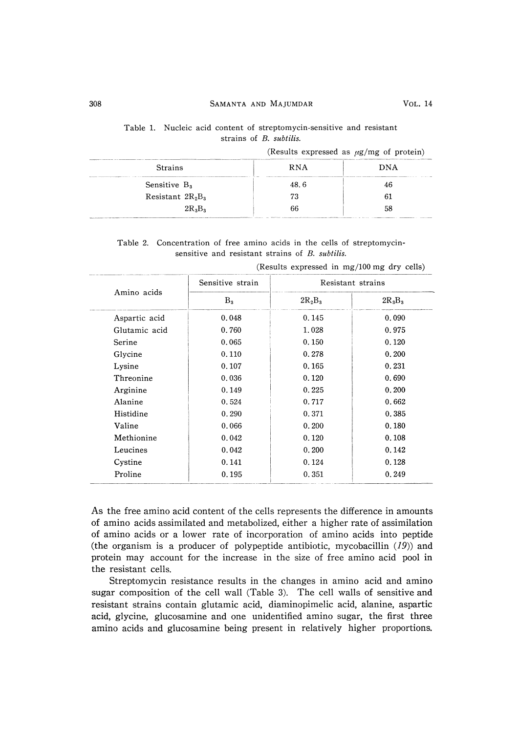Table 1. Nucleic acid content of streptomycin-sensitive and resistant strains of *B. subtilis*.

(Results expressed as $\mu$g/mg of protein)

| Strains | RNA | DNA |
|---|---|---|
| Sensitive $B_3$ | 48.6 | 46 |
| Resistant $2R_2B_3$ | 73 | 61 |
| $2R_3B_3$ | 66 | 58 |

Table 2. Concentration of free amino acids in the cells of streptomycin-sensitive and resistant strains of *B. subtilis*.

(Results expressed in mg/100 mg dry cells)

| Amino acids | Sensitive strain | Resistant strains | |
|---|---|---|---|
| | $B_3$ | $2R_2B_3$ | $2R_3B_3$ |
| Aspartic acid | 0.048 | 0.145 | 0.090 |
| Glutamic acid | 0.760 | 1.028 | 0.975 |
| Serine | 0.065 | 0.150 | 0.120 |
| Glycine | 0.110 | 0.278 | 0.200 |
| Lysine | 0.107 | 0.165 | 0.231 |
| Threonine | 0.036 | 0.120 | 0.690 |
| Arginine | 0.149 | 0.225 | 0.200 |
| Alanine | 0.524 | 0.717 | 0.662 |
| Histidine | 0.290 | 0.371 | 0.385 |
| Valine | 0.066 | 0.200 | 0.180 |
| Methionine | 0.042 | 0.120 | 0.108 |
| Leucines | 0.042 | 0.200 | 0.142 |
| Cystine | 0.141 | 0.124 | 0.128 |
| Proline | 0.195 | 0.351 | 0.249 |

As the free amino acid content of the cells represents the difference in amounts of amino acids assimilated and metabolized, either a higher rate of assimilation of amino acids or a lower rate of incorporation of amino acids into peptide (the organism is a producer of polypeptide antibiotic, mycobacillin (*19*)) and protein may account for the increase in the size of free amino acid pool in the resistant cells.

Streptomycin resistance results in the changes in amino acid and amino sugar composition of the cell wall (Table 3). The cell walls of sensitive and resistant strains contain glutamic acid, diaminopimelic acid, alanine, aspartic acid, glycine, glucosamine and one unidentified amino sugar, the first three amino acids and glucosamine being present in relatively higher proportions.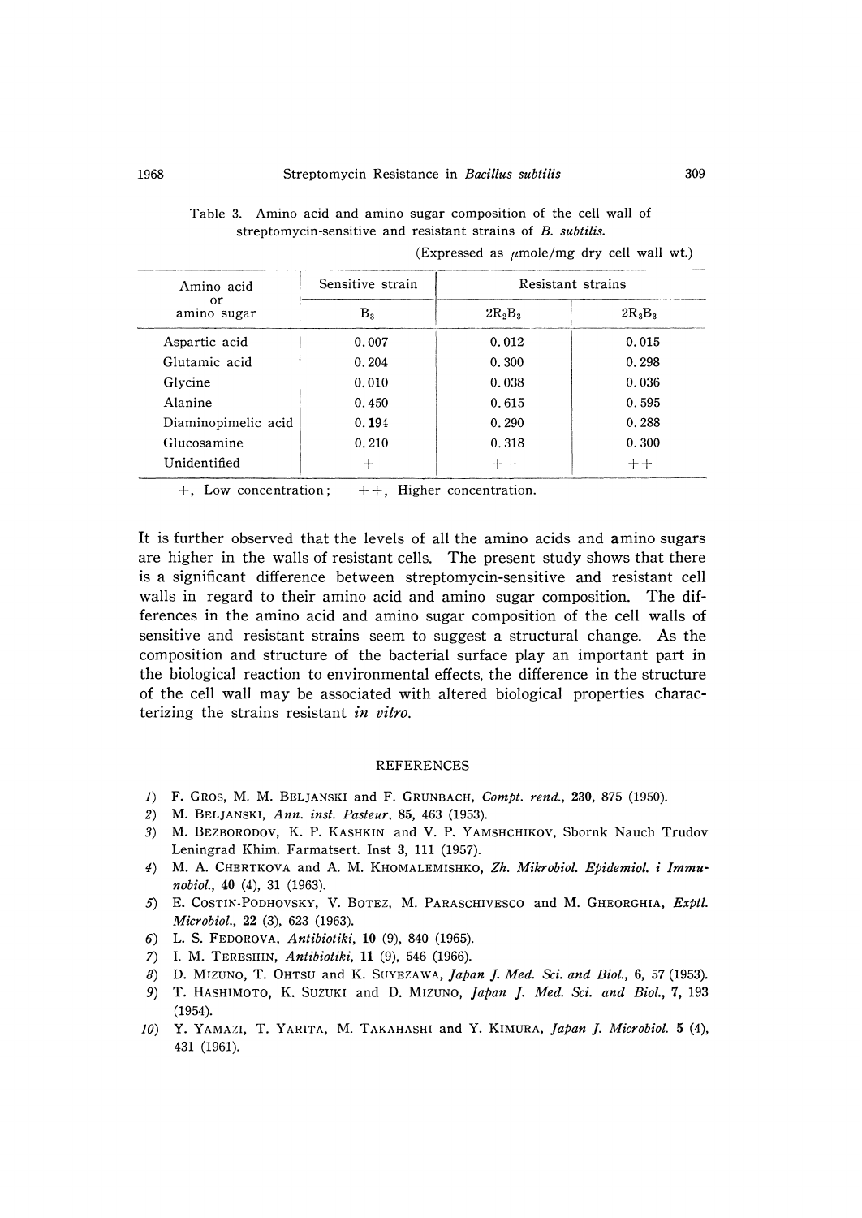Table 3. Amino acid and amino sugar composition of the cell wall of streptomycin-sensitive and resistant strains of *B. subtilis*.

(Expressed as $\mu$mole/mg dry cell wall wt.)

| Amino acid or amino sugar | Sensitive strain | Resistant strains | |
|---|---|---|---|
| | $B_3$ | $2R_2B_3$ | $2R_3B_3$ |
| Aspartic acid | 0.007 | 0.012 | 0.015 |
| Glutamic acid | 0.204 | 0.300 | 0.298 |
| Glycine | 0.010 | 0.038 | 0.036 |
| Alanine | 0.450 | 0.615 | 0.595 |
| Diaminopimelic acid | 0.194 | 0.290 | 0.288 |
| Glucosamine | 0.210 | 0.318 | 0.300 |
| Unidentified | + | ++ | ++ |

+, Low concentration; ++, Higher concentration.

It is further observed that the levels of all the amino acids and amino sugars are higher in the walls of resistant cells. The present study shows that there is a significant difference between streptomycin-sensitive and resistant cell walls in regard to their amino acid and amino sugar composition. The differences in the amino acid and amino sugar composition of the cell walls of sensitive and resistant strains seem to suggest a structural change. As the composition and structure of the bacterial surface play an important part in the biological reaction to environmental effects, the difference in the structure of the cell wall may be associated with altered biological properties characterizing the strains resistant *in vitro*.

## REFERENCES

1) F. GROS, M. M. BELJANSKI and F. GRUNBACH, *Compt. rend.*, **230**, 875 (1950).
2) M. BELJANSKI, *Ann. inst. Pasteur*, **85**, 463 (1953).
3) M. BEZBORODOV, K. P. KASHKIN and V. P. YAMSHCHIKOV, Sbornk Nauch Trudov Leningrad Khim. Farmatsert. Inst **3**, 111 (1957).
4) M. A. CHERTKOVA and A. M. KHOMALEMISHKO, *Zh. Mikrobiol. Epidemiol. i Immunobiol.*, **40** (4), 31 (1963).
5) E. COSTIN-PODHOVSKY, V. BOTEZ, M. PARASCHIVESCO and M. GHEORGHIA, *Exptl. Microbiol.*, **22** (3), 623 (1963).
6) L. S. FEDOROVA, *Antibiotiki*, **10** (9), 840 (1965).
7) I. M. TERESHIN, *Antibiotiki*, **11** (9), 546 (1966).
8) D. MIZUNO, T. OHTSU and K. SUYEZAWA, *Japan J. Med. Sci. and Biol.*, **6**, 57 (1953).
9) T. HASHIMOTO, K. SUZUKI and D. MIZUNO, *Japan J. Med. Sci. and Biol.*, **7**, 193 (1954).
10) Y. YAMAZI, T. YARITA, M. TAKAHASHI and Y. KIMURA, *Japan J. Microbiol.* **5** (4), 431 (1961).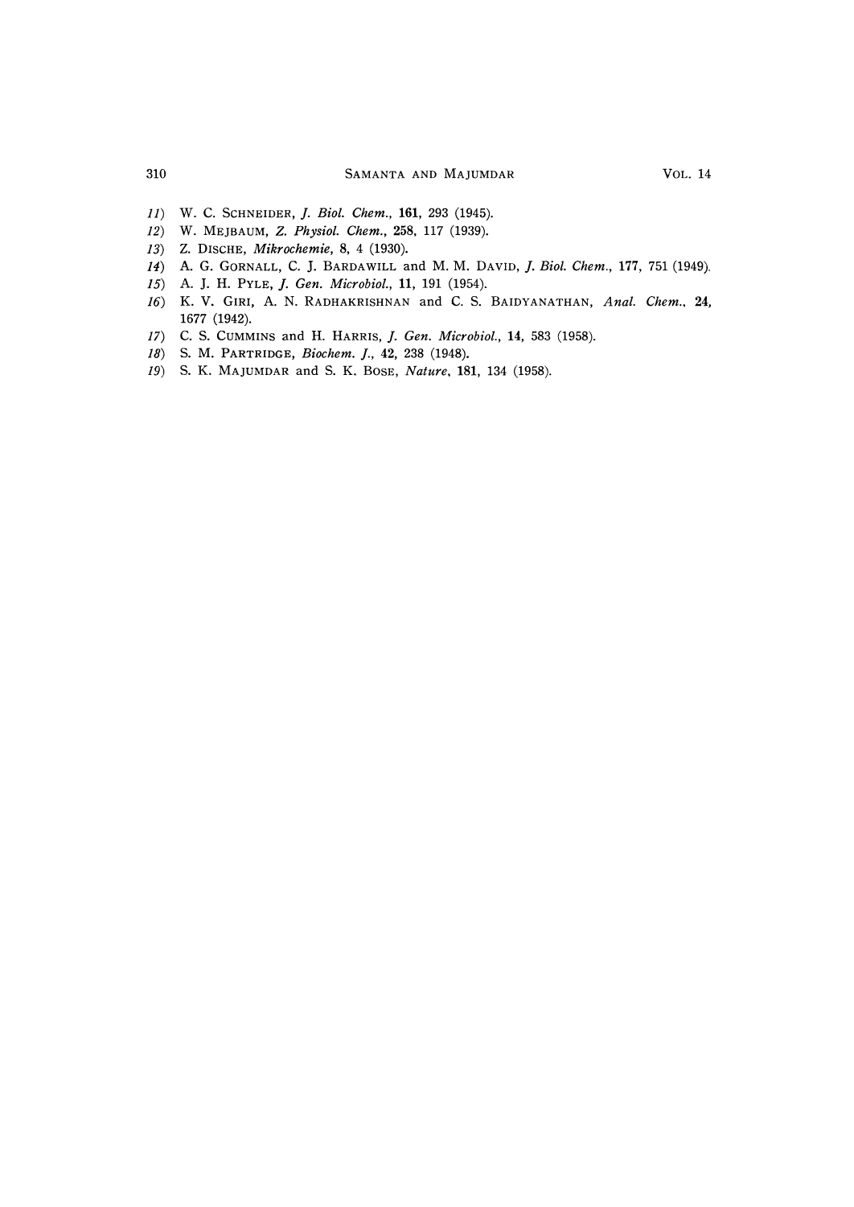11) W. C. Schneider, *J. Biol. Chem.*, **161**, 293 (1945).
12) W. Mejbaum, *Z. Physiol. Chem.*, **258**, 117 (1939).
13) Z. Dische, *Mikrochemie*, 8, 4 (1930).
14) A. G. Gornall, C. J. Bardawill and M. M. David, *J. Biol. Chem.*, **177**, 751 (1949).
15) A. J. H. Pyle, *J. Gen. Microbiol.*, **11**, 191 (1954).
16) K. V. Giri, A. N. Radhakrishnan and C. S. Baidyanathan, *Anal. Chem.*, **24**, 1677 (1942).
17) C. S. Cummins and H. Harris, *J. Gen. Microbiol.*, **14**, 583 (1958).
18) S. M. Partridge, *Biochem. J.*, **42**, 238 (1948).
19) S. K. Majumdar and S. K. Bose, *Nature*, **181**, 134 (1958).